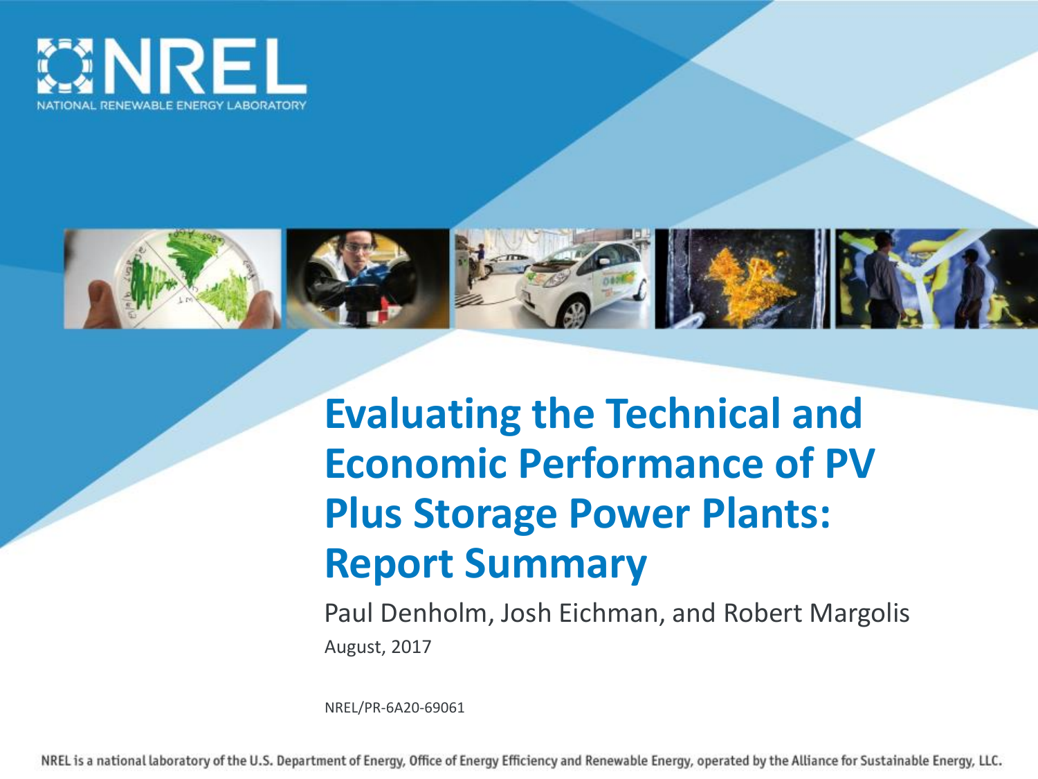NREL
NATIONAL RENEWABLE ENERGY LABORATORY

# Evaluating the Technical and Economic Performance of PV Plus Storage Power Plants: Report Summary

Paul Denholm, Josh Eichman, and Robert Margolis

August, 2017

NREL/PR-6A20-69061

NREL is a national laboratory of the U.S. Department of Energy, Office of Energy Efficiency and Renewable Energy, operated by the Alliance for Sustainable Energy, LLC.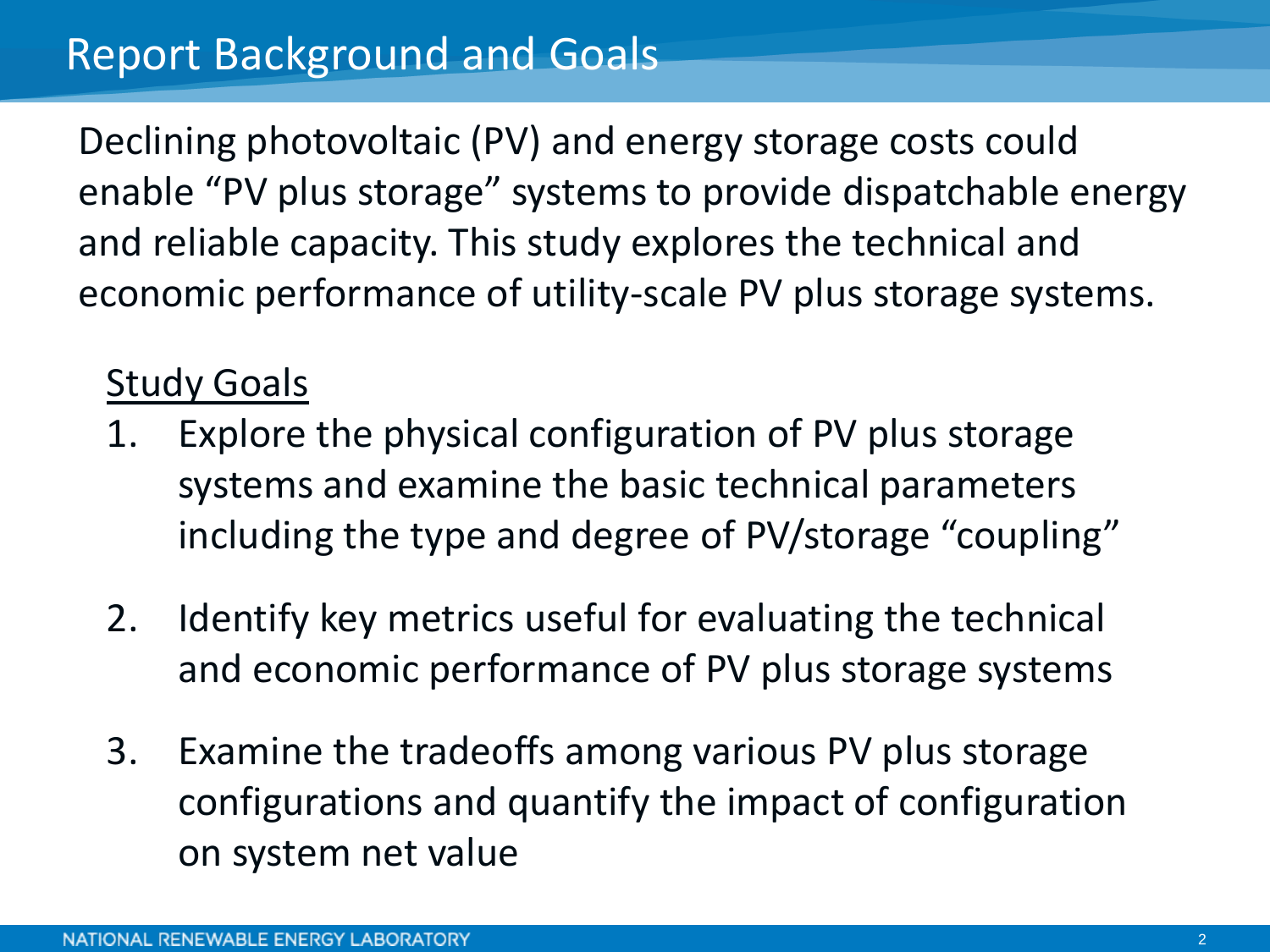# Report Background and Goals

Declining photovoltaic (PV) and energy storage costs could enable "PV plus storage" systems to provide dispatchable energy and reliable capacity. This study explores the technical and economic performance of utility-scale PV plus storage systems.

<u>Study Goals</u>

1. Explore the physical configuration of PV plus storage systems and examine the basic technical parameters including the type and degree of PV/storage "coupling"

2. Identify key metrics useful for evaluating the technical and economic performance of PV plus storage systems

3. Examine the tradeoffs among various PV plus storage configurations and quantify the impact of configuration on system net value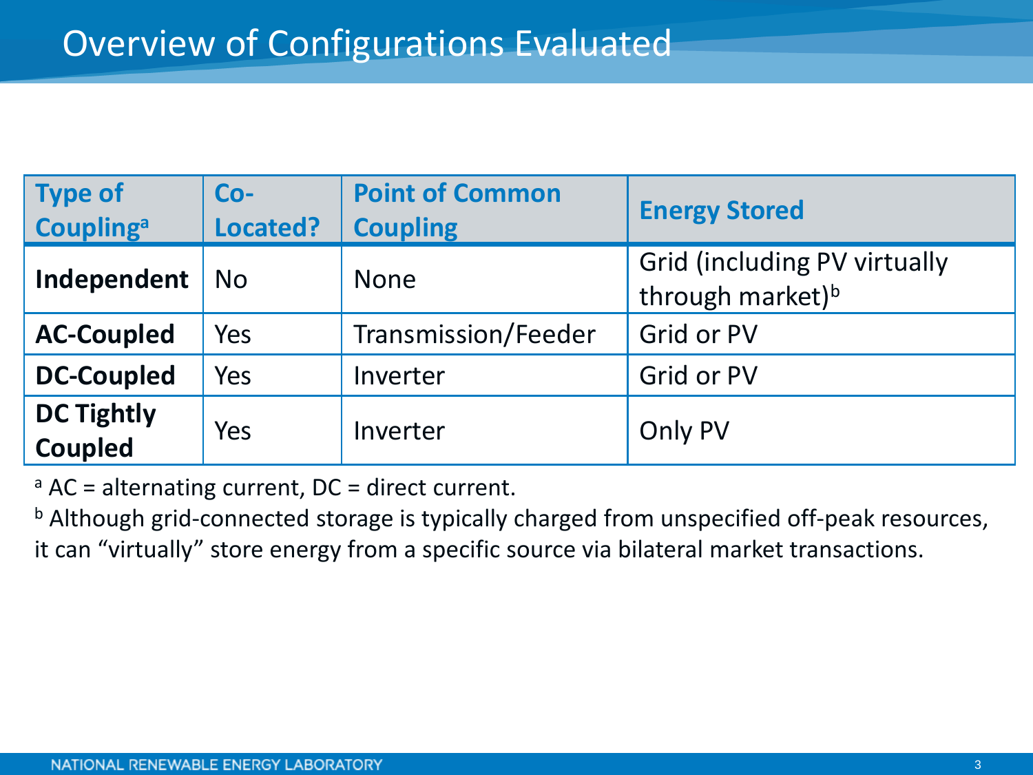# Overview of Configurations Evaluated

| Type of Coupling[a] | Co-Located? | Point of Common Coupling | Energy Stored |
|---|---|---|---|
| **Independent** | No | None | Grid (including PV virtually through market)[b] |
| **AC-Coupled** | Yes | Transmission/Feeder | Grid or PV |
| **DC-Coupled** | Yes | Inverter | Grid or PV |
| **DC Tightly Coupled** | Yes | Inverter | Only PV |

[a] AC = alternating current, DC = direct current.

[b] Although grid-connected storage is typically charged from unspecified off-peak resources, it can "virtually" store energy from a specific source via bilateral market transactions.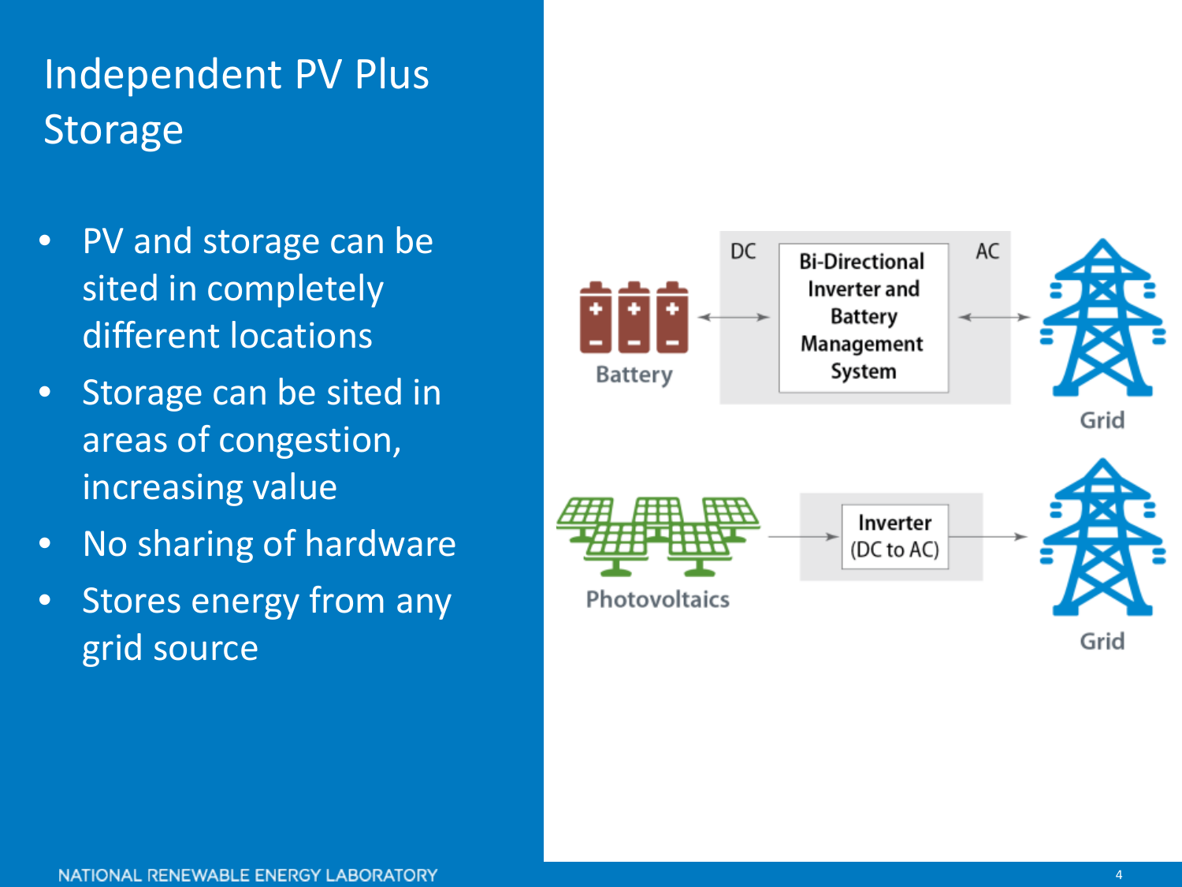# Independent PV Plus Storage

- PV and storage can be sited in completely different locations
- Storage can be sited in areas of congestion, increasing value
- No sharing of hardware
- Stores energy from any grid source

Battery ← DC → Bi-Directional Inverter and Battery Management System ← AC → Grid

Photovoltaics → Inverter (DC to AC) → Grid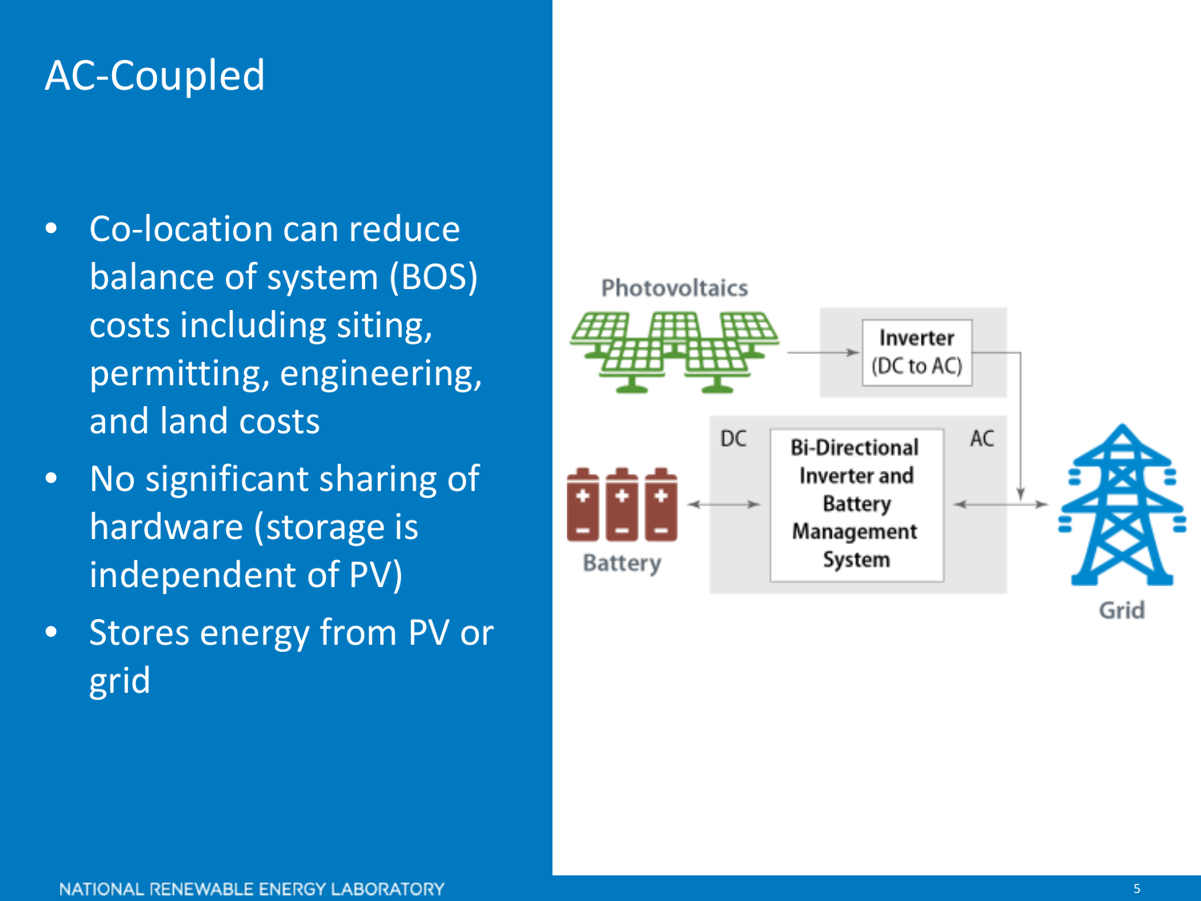# AC-Coupled

- Co-location can reduce balance of system (BOS) costs including siting, permitting, engineering, and land costs
- No significant sharing of hardware (storage is independent of PV)
- Stores energy from PV or grid

Photovoltaics

Inverter (DC to AC)

Battery

DC

Bi-Directional Inverter and Battery Management System

AC

Grid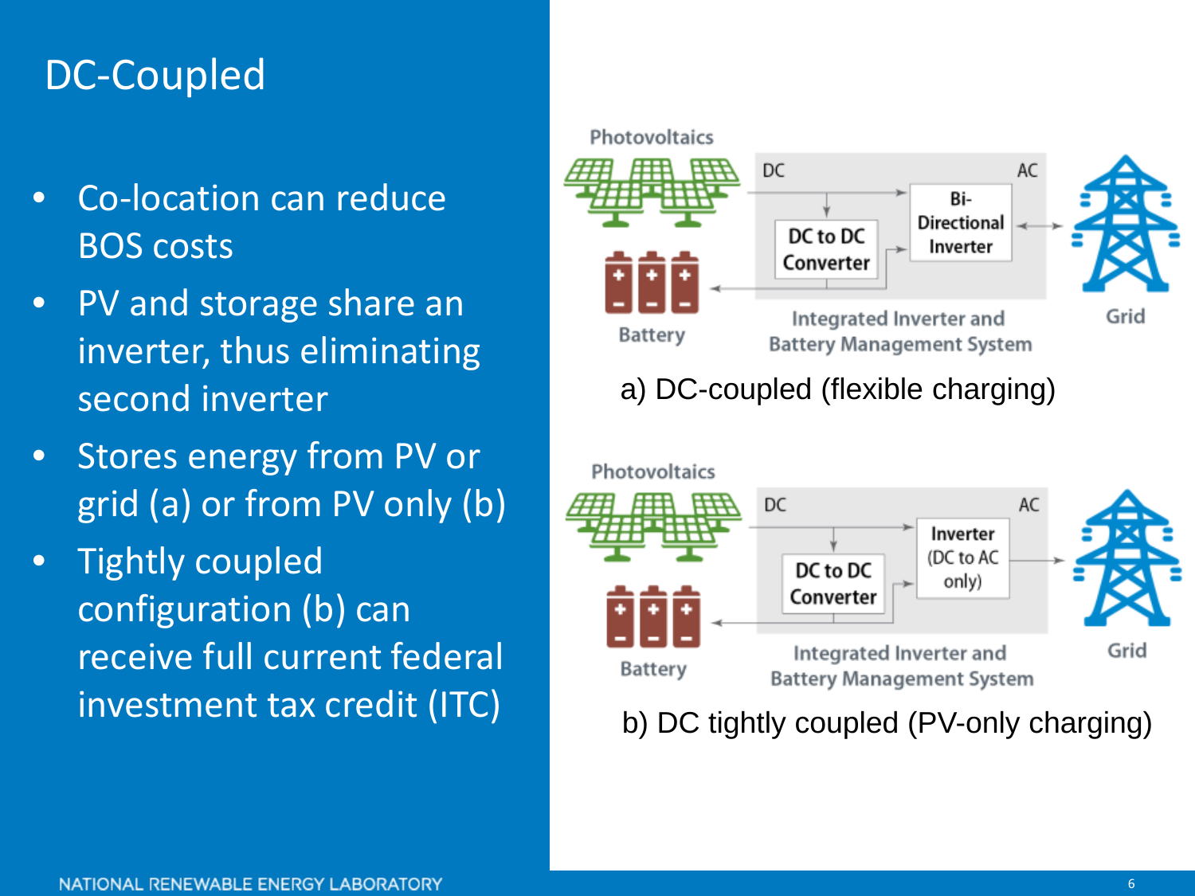# DC-Coupled

- Co-location can reduce BOS costs
- PV and storage share an inverter, thus eliminating second inverter
- Stores energy from PV or grid (a) or from PV only (b)
- Tightly coupled configuration (b) can receive full current federal investment tax credit (ITC)

Photovoltaics | DC | AC | DC to DC Converter | Bi-Directional Inverter | Battery | Integrated Inverter and Battery Management System | Grid

a) DC-coupled (flexible charging)

Photovoltaics | DC | AC | DC to DC Converter | Inverter (DC to AC only) | Battery | Integrated Inverter and Battery Management System | Grid

b) DC tightly coupled (PV-only charging)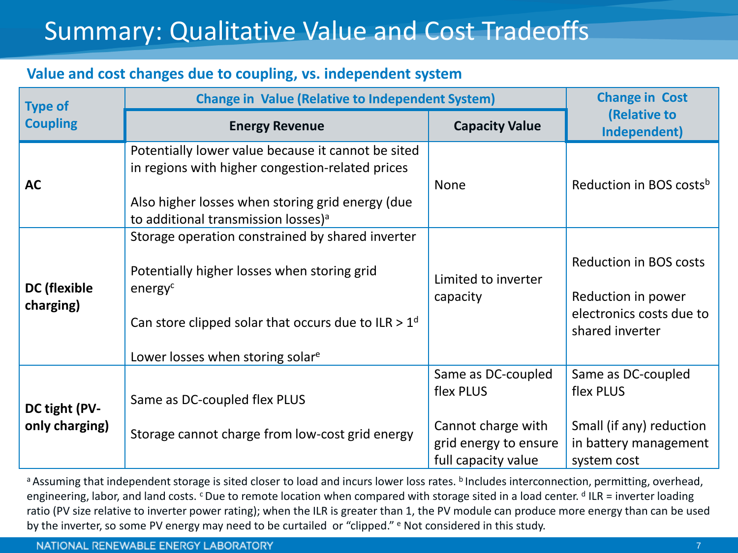# Summary: Qualitative Value and Cost Tradeoffs

**Value and cost changes due to coupling, vs. independent system**

| Type of Coupling | Change in Value (Relative to Independent System) | | Change in Cost (Relative to Independent) |
|---|---|---|---|
| | **Energy Revenue** | **Capacity Value** | |
| **AC** | Potentially lower value because it cannot be sited in regions with higher congestion-related prices<br><br>Also higher losses when storing grid energy (due to additional transmission losses)[a] | None | Reduction in BOS costs[b] |
| **DC (flexible charging)** | Storage operation constrained by shared inverter<br><br>Potentially higher losses when storing grid energy[c]<br><br>Can store clipped solar that occurs due to ILR > 1[d]<br><br>Lower losses when storing solar[e] | Limited to inverter capacity | Reduction in BOS costs<br><br>Reduction in power electronics costs due to shared inverter |
| **DC tight (PV-only charging)** | Same as DC-coupled flex PLUS<br><br>Storage cannot charge from low-cost grid energy | Same as DC-coupled flex PLUS<br><br>Cannot charge with grid energy to ensure full capacity value | Same as DC-coupled flex PLUS<br><br>Small (if any) reduction in battery management system cost |

[a] Assuming that independent storage is sited closer to load and incurs lower loss rates. [b] Includes interconnection, permitting, overhead, engineering, labor, and land costs. [c] Due to remote location when compared with storage sited in a load center. [d] ILR = inverter loading ratio (PV size relative to inverter power rating); when the ILR is greater than 1, the PV module can produce more energy than can be used by the inverter, so some PV energy may need to be curtailed or "clipped." [e] Not considered in this study.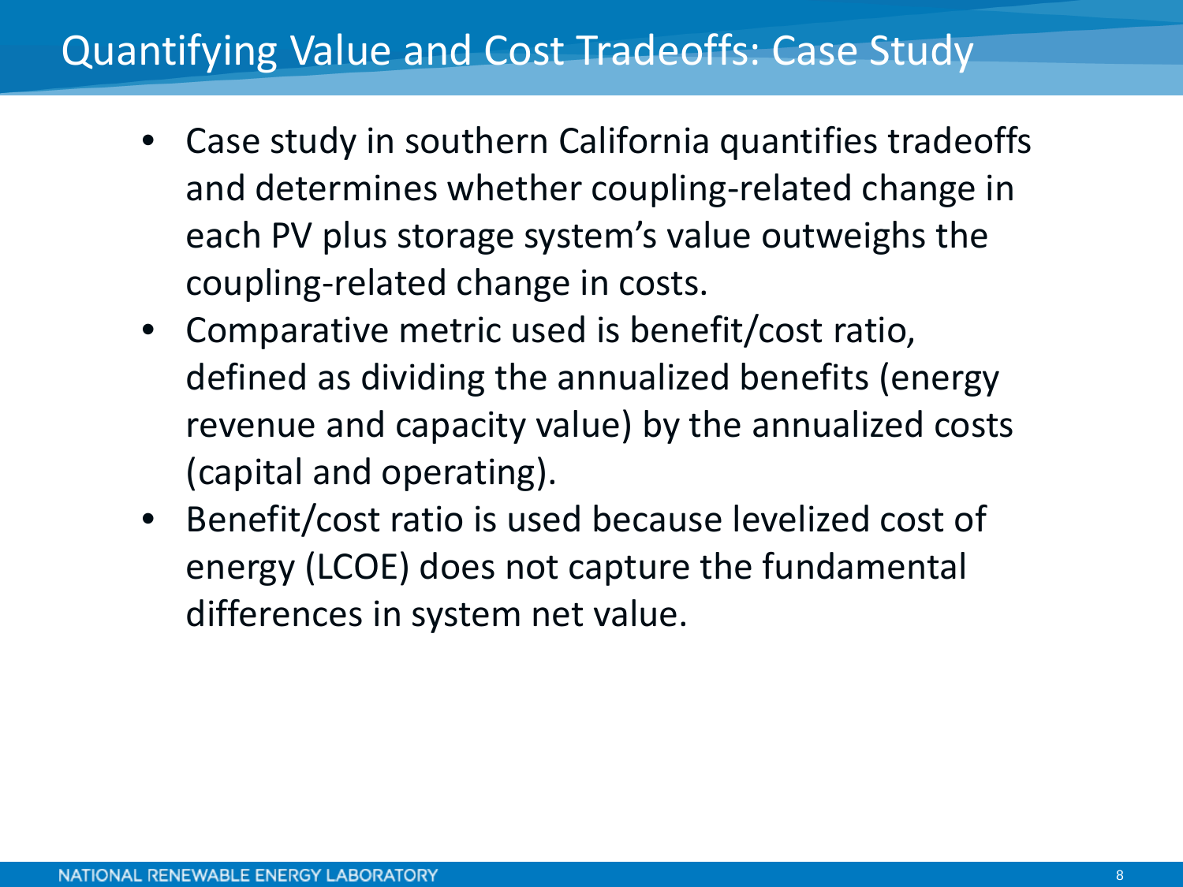# Quantifying Value and Cost Tradeoffs: Case Study

- Case study in southern California quantifies tradeoffs and determines whether coupling-related change in each PV plus storage system's value outweighs the coupling-related change in costs.
- Comparative metric used is benefit/cost ratio, defined as dividing the annualized benefits (energy revenue and capacity value) by the annualized costs (capital and operating).
- Benefit/cost ratio is used because levelized cost of energy (LCOE) does not capture the fundamental differences in system net value.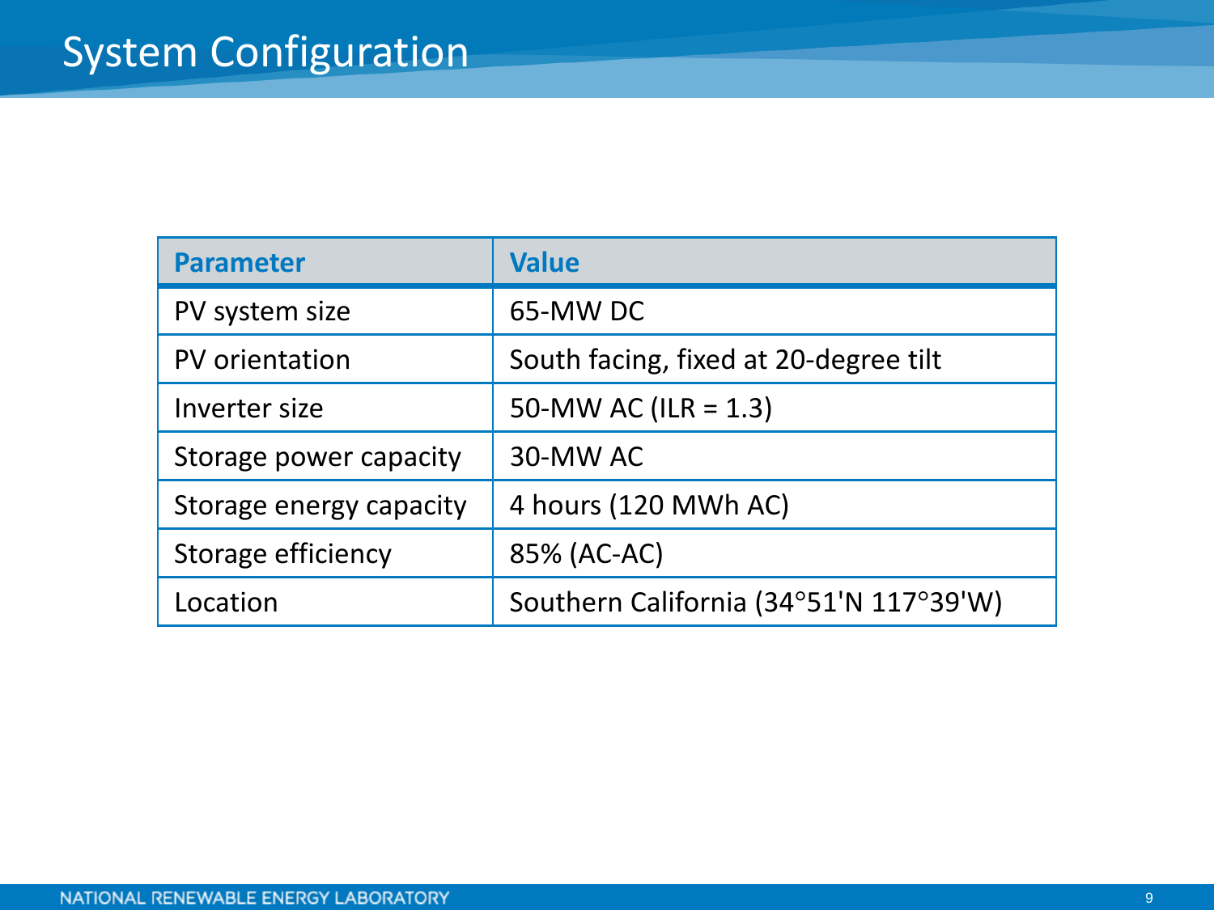# System Configuration

| Parameter | Value |
| --- | --- |
| PV system size | 65-MW DC |
| PV orientation | South facing, fixed at 20-degree tilt |
| Inverter size | 50-MW AC (ILR = 1.3) |
| Storage power capacity | 30-MW AC |
| Storage energy capacity | 4 hours (120 MWh AC) |
| Storage efficiency | 85% (AC-AC) |
| Location | Southern California (34°51'N 117°39'W) |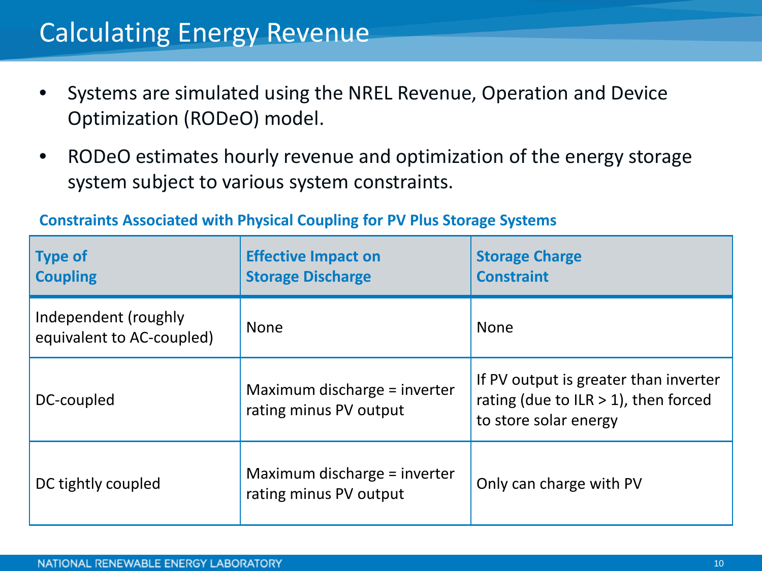# Calculating Energy Revenue

- Systems are simulated using the NREL Revenue, Operation and Device Optimization (RODeO) model.
- RODeO estimates hourly revenue and optimization of the energy storage system subject to various system constraints.

**Constraints Associated with Physical Coupling for PV Plus Storage Systems**

| Type of Coupling | Effective Impact on Storage Discharge | Storage Charge Constraint |
|---|---|---|
| Independent (roughly equivalent to AC-coupled) | None | None |
| DC-coupled | Maximum discharge = inverter rating minus PV output | If PV output is greater than inverter rating (due to ILR > 1), then forced to store solar energy |
| DC tightly coupled | Maximum discharge = inverter rating minus PV output | Only can charge with PV |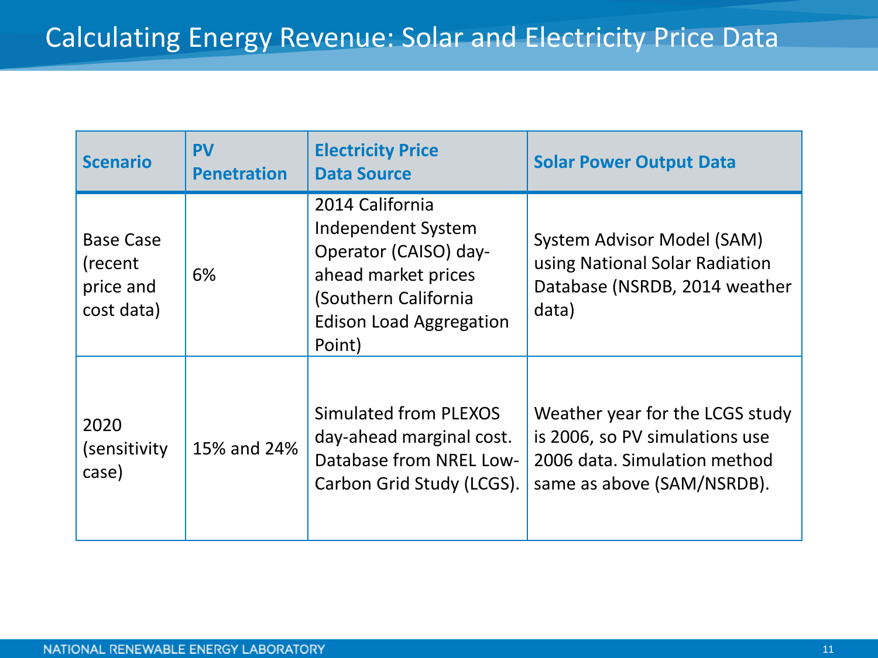# Calculating Energy Revenue: Solar and Electricity Price Data

| Scenario | PV Penetration | Electricity Price Data Source | Solar Power Output Data |
|---|---|---|---|
| Base Case (recent price and cost data) | 6% | 2014 California Independent System Operator (CAISO) day-ahead market prices (Southern California Edison Load Aggregation Point) | System Advisor Model (SAM) using National Solar Radiation Database (NSRDB, 2014 weather data) |
| 2020 (sensitivity case) | 15% and 24% | Simulated from PLEXOS day-ahead marginal cost. Database from NREL Low-Carbon Grid Study (LCGS). | Weather year for the LCGS study is 2006, so PV simulations use 2006 data. Simulation method same as above (SAM/NSRDB). |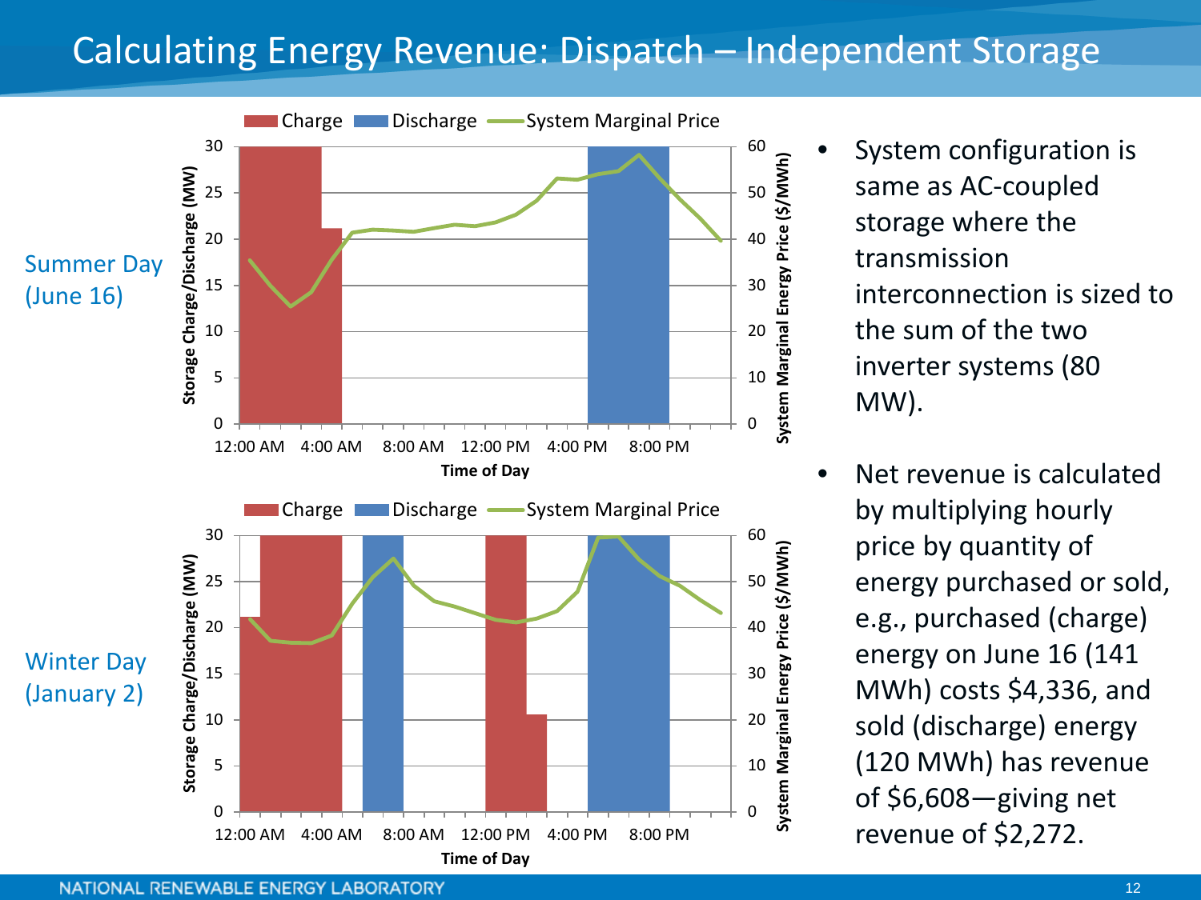# Calculating Energy Revenue: Dispatch – Independent Storage

Summer Day (June 16)

Winter Day (January 2)

- System configuration is same as AC-coupled storage where the transmission interconnection is sized to the sum of the two inverter systems (80 MW).
- Net revenue is calculated by multiplying hourly price by quantity of energy purchased or sold, e.g., purchased (charge) energy on June 16 (141 MWh) costs $4,336, and sold (discharge) energy (120 MWh) has revenue of $6,608—giving net revenue of $2,272.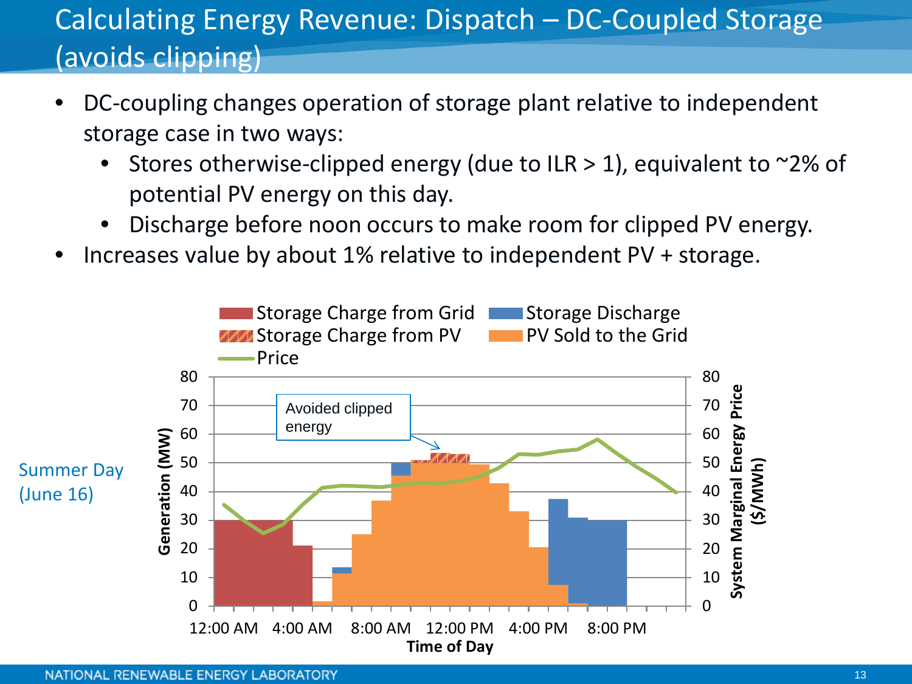# Calculating Energy Revenue: Dispatch – DC-Coupled Storage (avoids clipping)

- DC-coupling changes operation of storage plant relative to independent storage case in two ways:
  - Stores otherwise-clipped energy (due to ILR > 1), equivalent to ~2% of potential PV energy on this day.
  - Discharge before noon occurs to make room for clipped PV energy.
- Increases value by about 1% relative to independent PV + storage.

Summer Day (June 16)

Storage Charge from Grid | Storage Discharge | Storage Charge from PV | PV Sold to the Grid | Price

Avoided clipped energy

Generation (MW) | System Marginal Energy Price ($/MWh) | Time of Day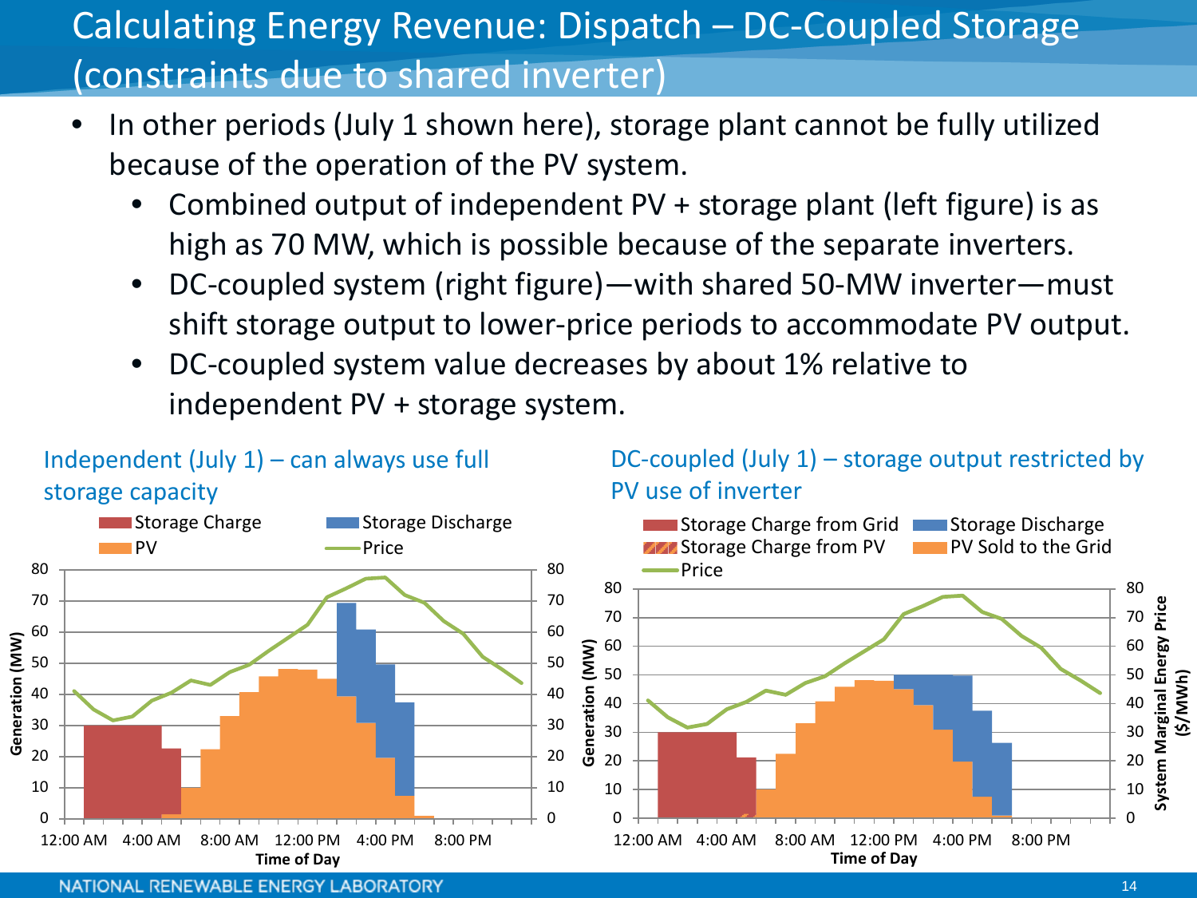# Calculating Energy Revenue: Dispatch – DC-Coupled Storage (constraints due to shared inverter)

- In other periods (July 1 shown here), storage plant cannot be fully utilized because of the operation of the PV system.
  - Combined output of independent PV + storage plant (left figure) is as high as 70 MW, which is possible because of the separate inverters.
  - DC-coupled system (right figure)—with shared 50-MW inverter—must shift storage output to lower-price periods to accommodate PV output.
  - DC-coupled system value decreases by about 1% relative to independent PV + storage system.

Independent (July 1) – can always use full storage capacity

DC-coupled (July 1) – storage output restricted by PV use of inverter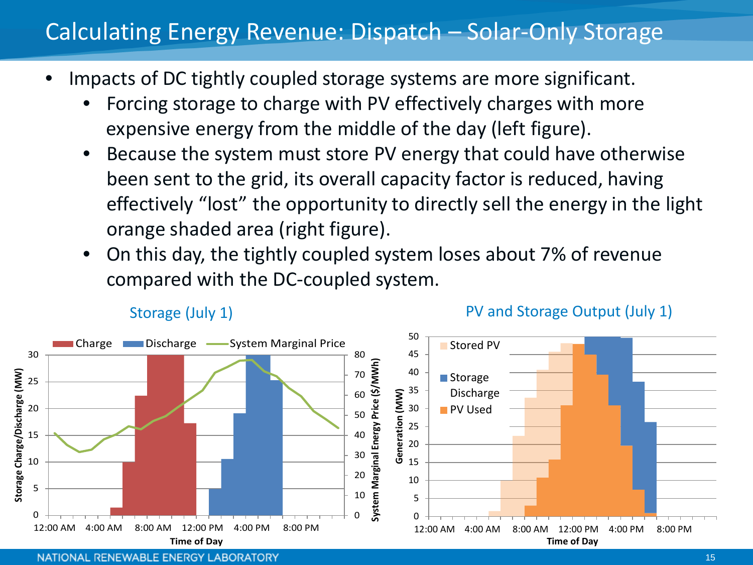# Calculating Energy Revenue: Dispatch – Solar-Only Storage

- Impacts of DC tightly coupled storage systems are more significant.
  - Forcing storage to charge with PV effectively charges with more expensive energy from the middle of the day (left figure).
  - Because the system must store PV energy that could have otherwise been sent to the grid, its overall capacity factor is reduced, having effectively "lost" the opportunity to directly sell the energy in the light orange shaded area (right figure).
  - On this day, the tightly coupled system loses about 7% of revenue compared with the DC-coupled system.

Storage (July 1)

PV and Storage Output (July 1)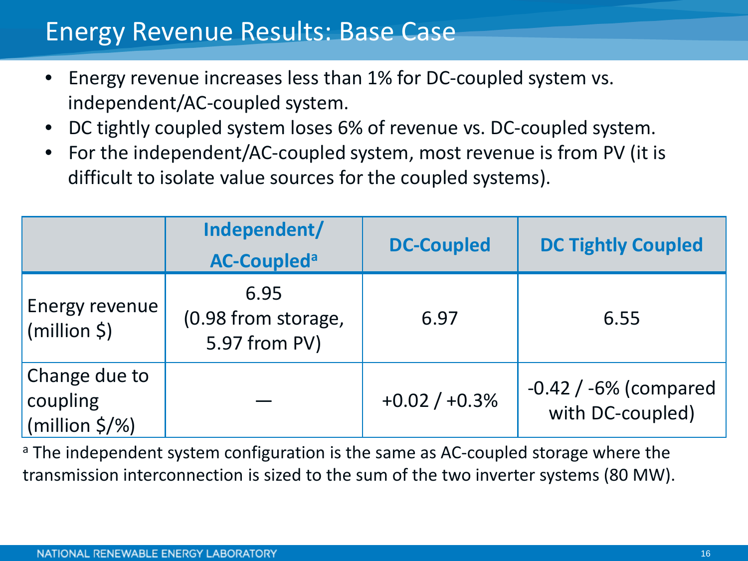# Energy Revenue Results: Base Case

- Energy revenue increases less than 1% for DC-coupled system vs. independent/AC-coupled system.
- DC tightly coupled system loses 6% of revenue vs. DC-coupled system.
- For the independent/AC-coupled system, most revenue is from PV (it is difficult to isolate value sources for the coupled systems).

| | Independent/ AC-Coupled[a] | DC-Coupled | DC Tightly Coupled |
|---|---|---|---|
| Energy revenue (million $) | 6.95 (0.98 from storage, 5.97 from PV) | 6.97 | 6.55 |
| Change due to coupling (million $/%) | — | +0.02 / +0.3% | -0.42 / -6% (compared with DC-coupled) |

[a] The independent system configuration is the same as AC-coupled storage where the transmission interconnection is sized to the sum of the two inverter systems (80 MW).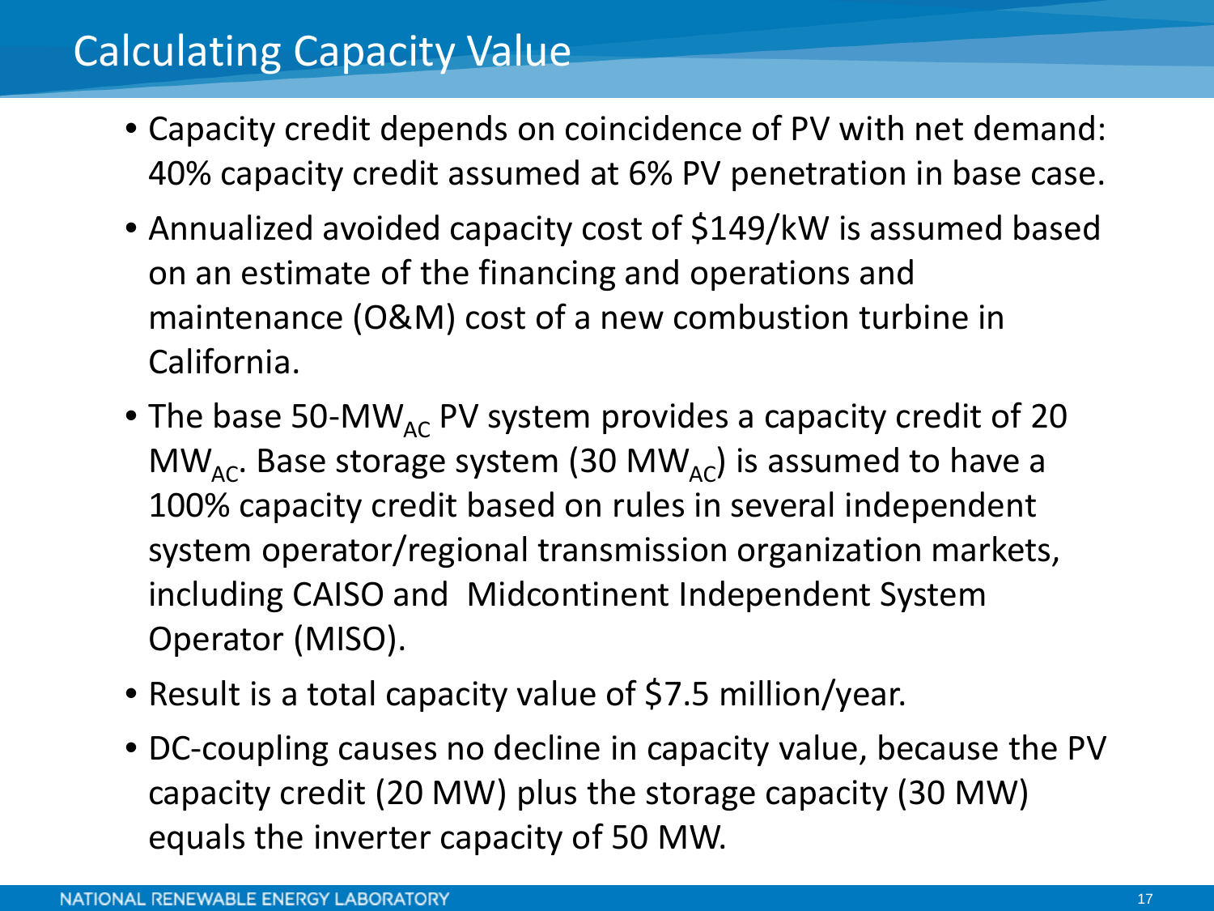# Calculating Capacity Value

- Capacity credit depends on coincidence of PV with net demand: 40% capacity credit assumed at 6% PV penetration in base case.
- Annualized avoided capacity cost of $149/kW is assumed based on an estimate of the financing and operations and maintenance (O&M) cost of a new combustion turbine in California.
- The base 50-$MW_{AC}$ PV system provides a capacity credit of 20 $MW_{AC}$. Base storage system (30 $MW_{AC}$) is assumed to have a 100% capacity credit based on rules in several independent system operator/regional transmission organization markets, including CAISO and Midcontinent Independent System Operator (MISO).
- Result is a total capacity value of $7.5 million/year.
- DC-coupling causes no decline in capacity value, because the PV capacity credit (20 MW) plus the storage capacity (30 MW) equals the inverter capacity of 50 MW.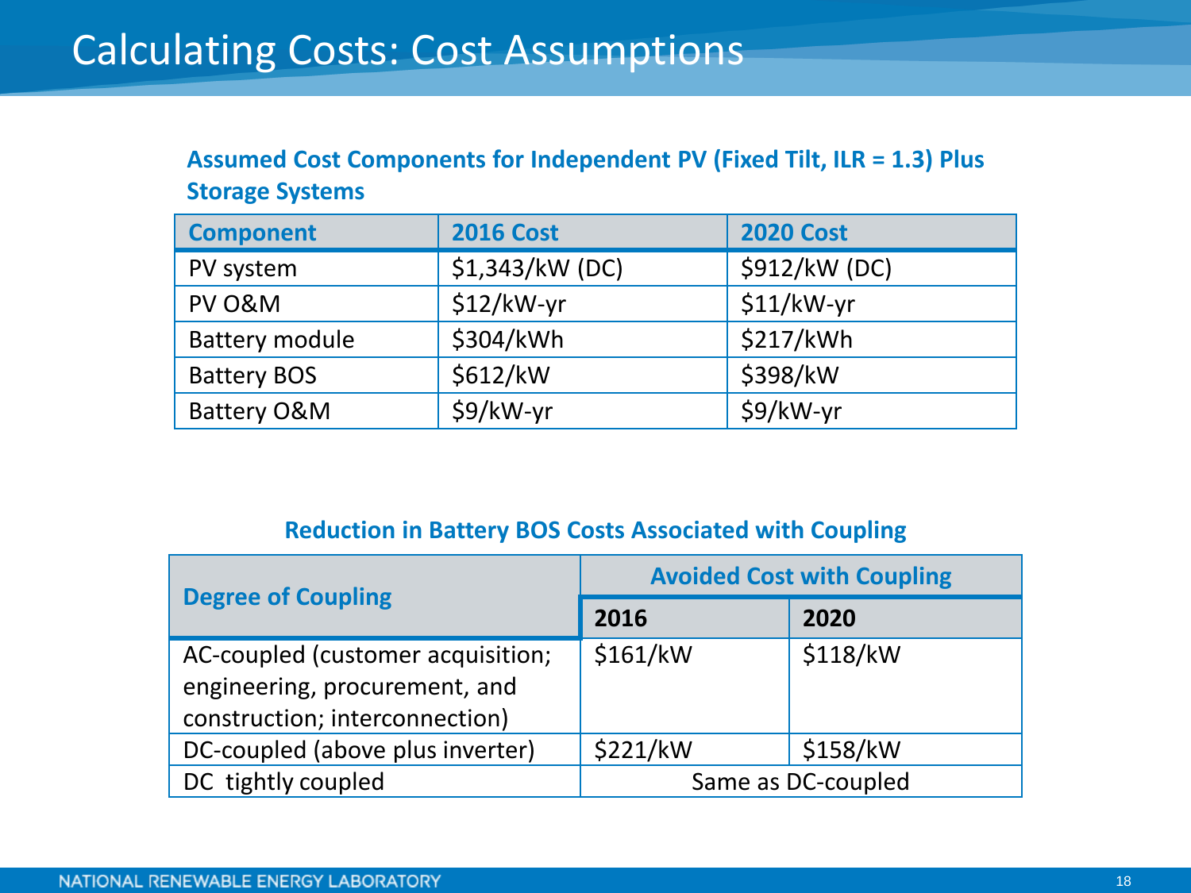# Calculating Costs: Cost Assumptions

**Assumed Cost Components for Independent PV (Fixed Tilt, ILR = 1.3) Plus Storage Systems**

| Component | 2016 Cost | 2020 Cost |
|---|---|---|
| PV system | $1,343/kW (DC) | $912/kW (DC) |
| PV O&M | $12/kW-yr | $11/kW-yr |
| Battery module | $304/kWh | $217/kWh |
| Battery BOS | $612/kW | $398/kW |
| Battery O&M | $9/kW-yr | $9/kW-yr |

**Reduction in Battery BOS Costs Associated with Coupling**

| Degree of Coupling | Avoided Cost with Coupling | |
|---|---|---|
| | **2016** | **2020** |
| AC-coupled (customer acquisition; engineering, procurement, and construction; interconnection) | $161/kW | $118/kW |
| DC-coupled (above plus inverter) | $221/kW | $158/kW |
| DC tightly coupled | Same as DC-coupled | |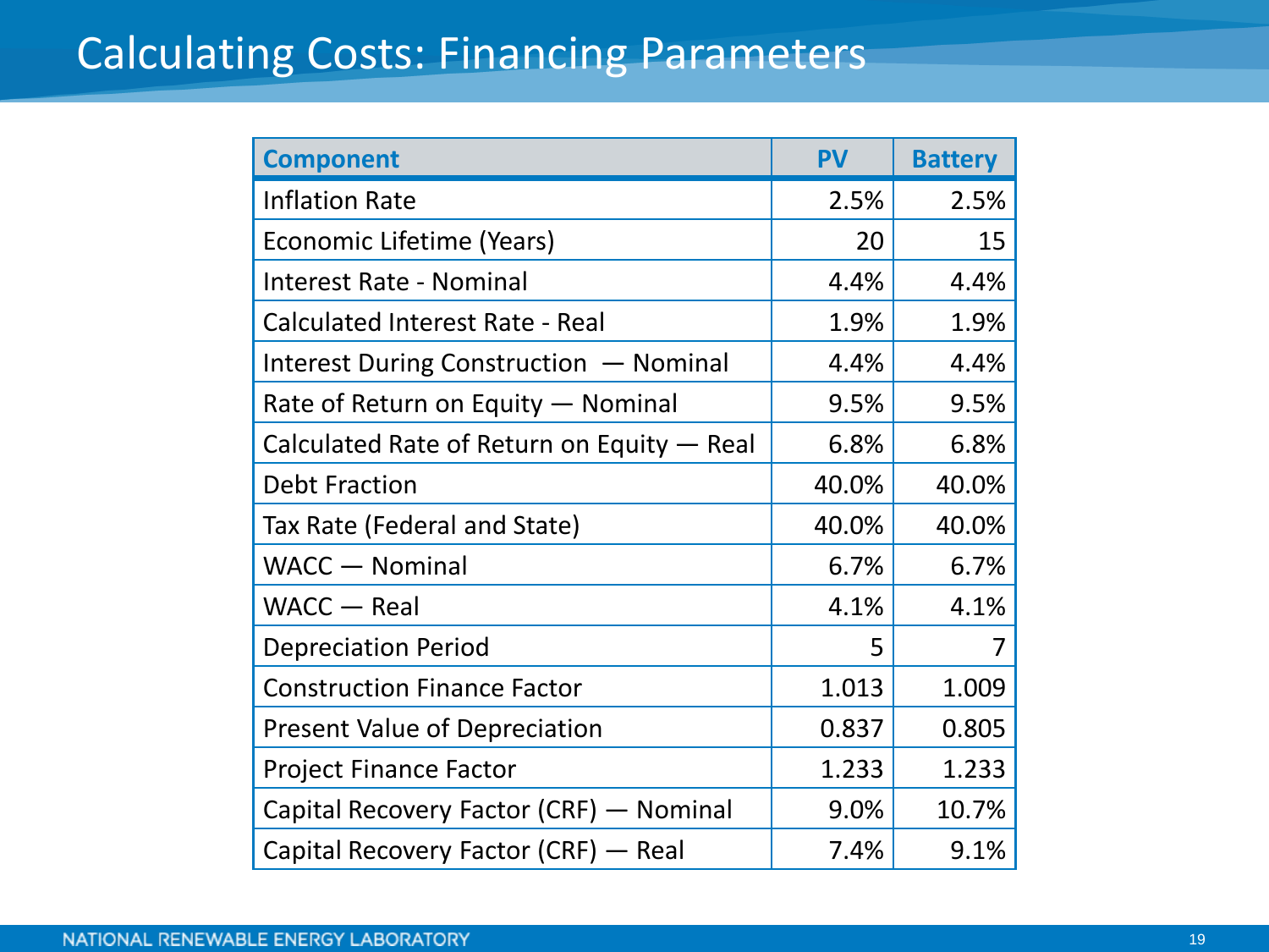# Calculating Costs: Financing Parameters

| Component | PV | Battery |
|---|---|---|
| Inflation Rate | 2.5% | 2.5% |
| Economic Lifetime (Years) | 20 | 15 |
| Interest Rate - Nominal | 4.4% | 4.4% |
| Calculated Interest Rate - Real | 1.9% | 1.9% |
| Interest During Construction — Nominal | 4.4% | 4.4% |
| Rate of Return on Equity — Nominal | 9.5% | 9.5% |
| Calculated Rate of Return on Equity — Real | 6.8% | 6.8% |
| Debt Fraction | 40.0% | 40.0% |
| Tax Rate (Federal and State) | 40.0% | 40.0% |
| WACC — Nominal | 6.7% | 6.7% |
| WACC — Real | 4.1% | 4.1% |
| Depreciation Period | 5 | 7 |
| Construction Finance Factor | 1.013 | 1.009 |
| Present Value of Depreciation | 0.837 | 0.805 |
| Project Finance Factor | 1.233 | 1.233 |
| Capital Recovery Factor (CRF) — Nominal | 9.0% | 10.7% |
| Capital Recovery Factor (CRF) — Real | 7.4% | 9.1% |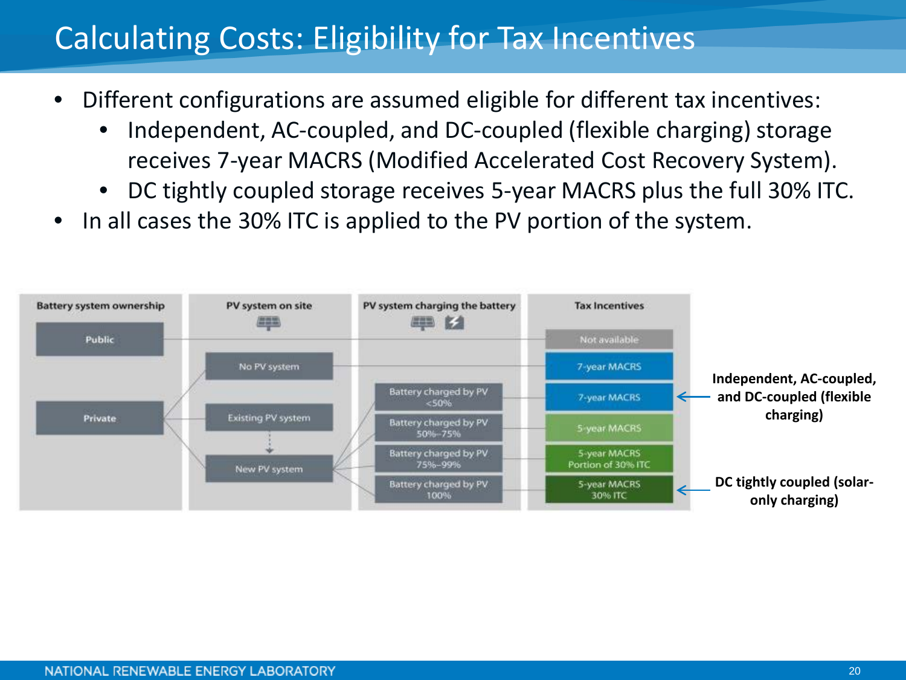# Calculating Costs: Eligibility for Tax Incentives

- Different configurations are assumed eligible for different tax incentives:
  - Independent, AC-coupled, and DC-coupled (flexible charging) storage receives 7-year MACRS (Modified Accelerated Cost Recovery System).
  - DC tightly coupled storage receives 5-year MACRS plus the full 30% ITC.
- In all cases the 30% ITC is applied to the PV portion of the system.

| Battery system ownership | PV system on site | PV system charging the battery | Tax Incentives | |
|---|---|---|---|---|
| Public | | | Not available | |
| Private | No PV system | | 7-year MACRS | |
| Private | Existing PV system / New PV system | Battery charged by PV <50% | 7-year MACRS | Independent, AC-coupled, and DC-coupled (flexible charging) |
| Private | Existing PV system / New PV system | Battery charged by PV 50%–75% | 5-year MACRS | |
| Private | Existing PV system / New PV system | Battery charged by PV 75%–99% | 5-year MACRS Portion of 30% ITC | |
| Private | Existing PV system / New PV system | Battery charged by PV 100% | 5-year MACRS 30% ITC | DC tightly coupled (solar-only charging) |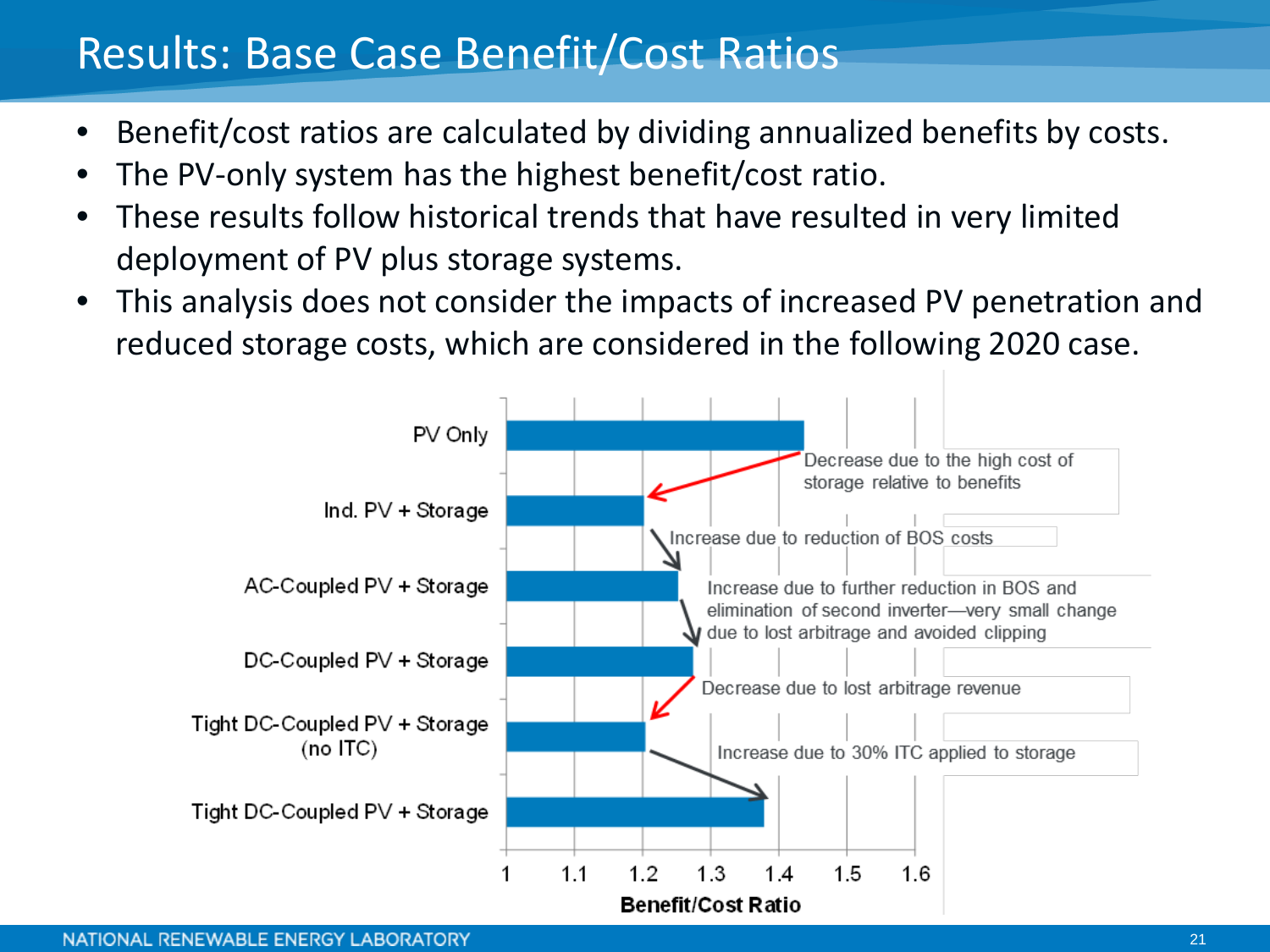# Results: Base Case Benefit/Cost Ratios

- Benefit/cost ratios are calculated by dividing annualized benefits by costs.
- The PV-only system has the highest benefit/cost ratio.
- These results follow historical trends that have resulted in very limited deployment of PV plus storage systems.
- This analysis does not consider the impacts of increased PV penetration and reduced storage costs, which are considered in the following 2020 case.

PV Only

Ind. PV + Storage

AC-Coupled PV + Storage

DC-Coupled PV + Storage

Tight DC-Coupled PV + Storage (no ITC)

Tight DC-Coupled PV + Storage

Decrease due to the high cost of storage relative to benefits

Increase due to reduction of BOS costs

Increase due to further reduction in BOS and elimination of second inverter—very small change due to lost arbitrage and avoided clipping

Decrease due to lost arbitrage revenue

Increase due to 30% ITC applied to storage

1 1.1 1.2 1.3 1.4 1.5 1.6

**Benefit/Cost Ratio**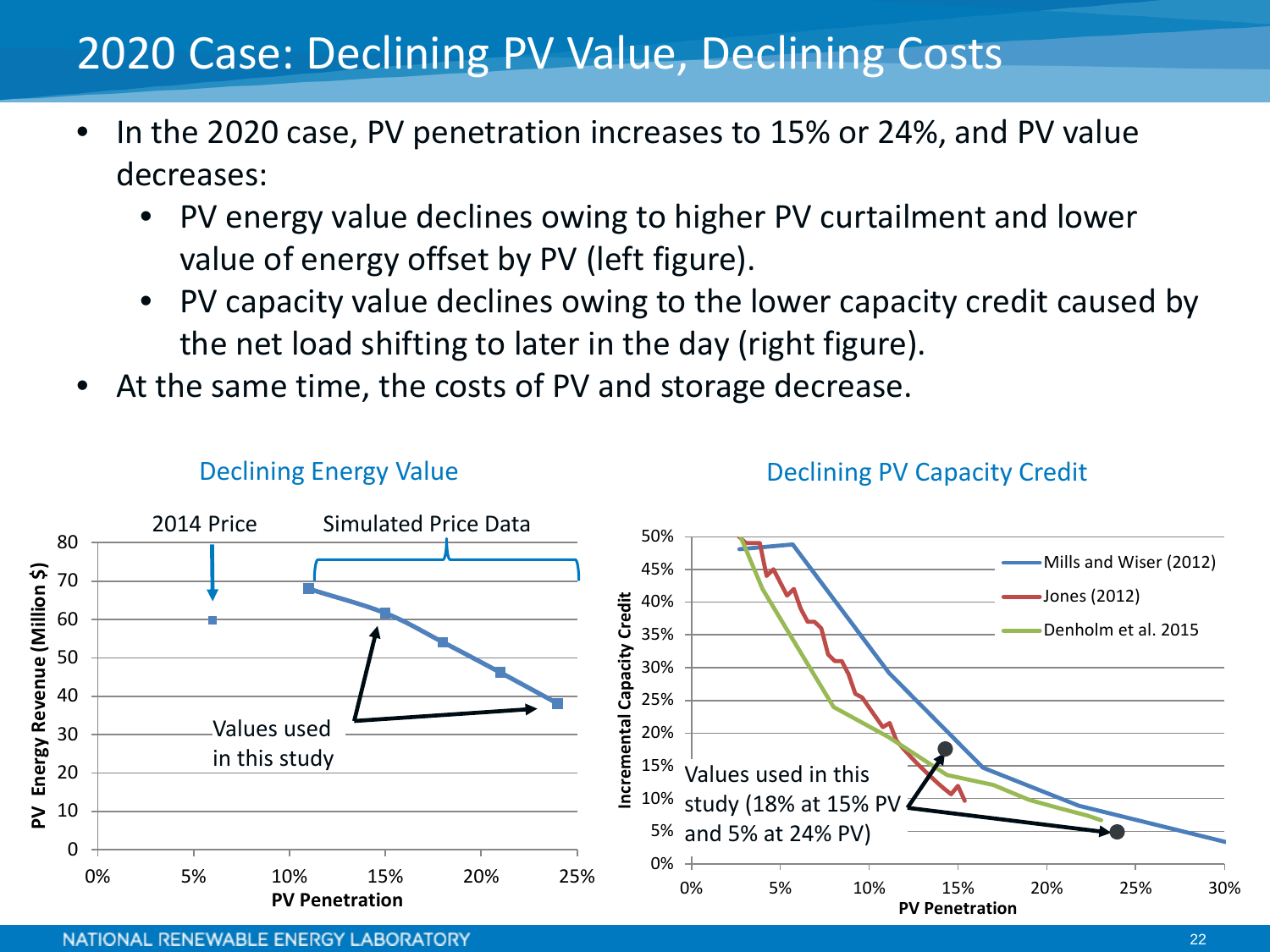# 2020 Case: Declining PV Value, Declining Costs

- In the 2020 case, PV penetration increases to 15% or 24%, and PV value decreases:
  - PV energy value declines owing to higher PV curtailment and lower value of energy offset by PV (left figure).
  - PV capacity value declines owing to the lower capacity credit caused by the net load shifting to later in the day (right figure).
- At the same time, the costs of PV and storage decrease.

**Declining Energy Value**

2014 Price — Simulated Price Data

Values used in this study

PV Energy Revenue (Million $) vs. PV Penetration

**Declining PV Capacity Credit**

Mills and Wiser (2012)
Jones (2012)
Denholm et al. 2015

Values used in this study (18% at 15% PV and 5% at 24% PV)

Incremental Capacity Credit vs. PV Penetration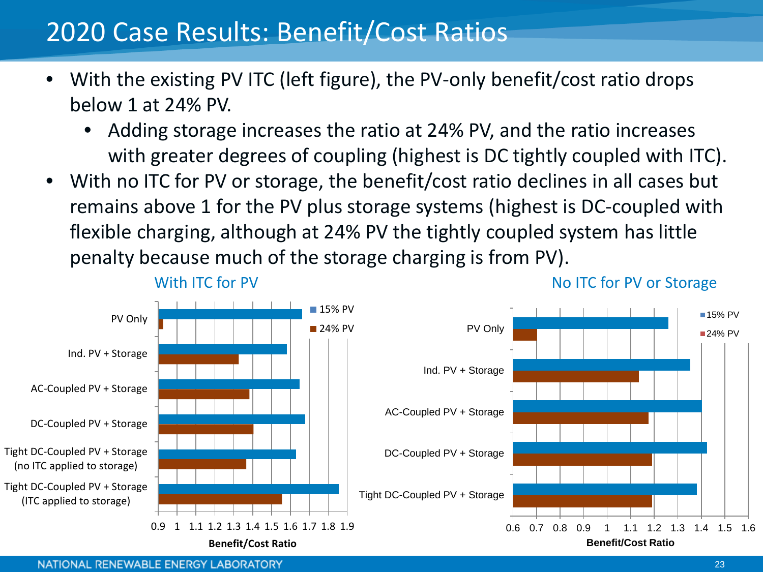# 2020 Case Results: Benefit/Cost Ratios

- With the existing PV ITC (left figure), the PV-only benefit/cost ratio drops below 1 at 24% PV.
  - Adding storage increases the ratio at 24% PV, and the ratio increases with greater degrees of coupling (highest is DC tightly coupled with ITC).
- With no ITC for PV or storage, the benefit/cost ratio declines in all cases but remains above 1 for the PV plus storage systems (highest is DC-coupled with flexible charging, although at 24% PV the tightly coupled system has little penalty because much of the storage charging is from PV).

**With ITC for PV**

**No ITC for PV or Storage**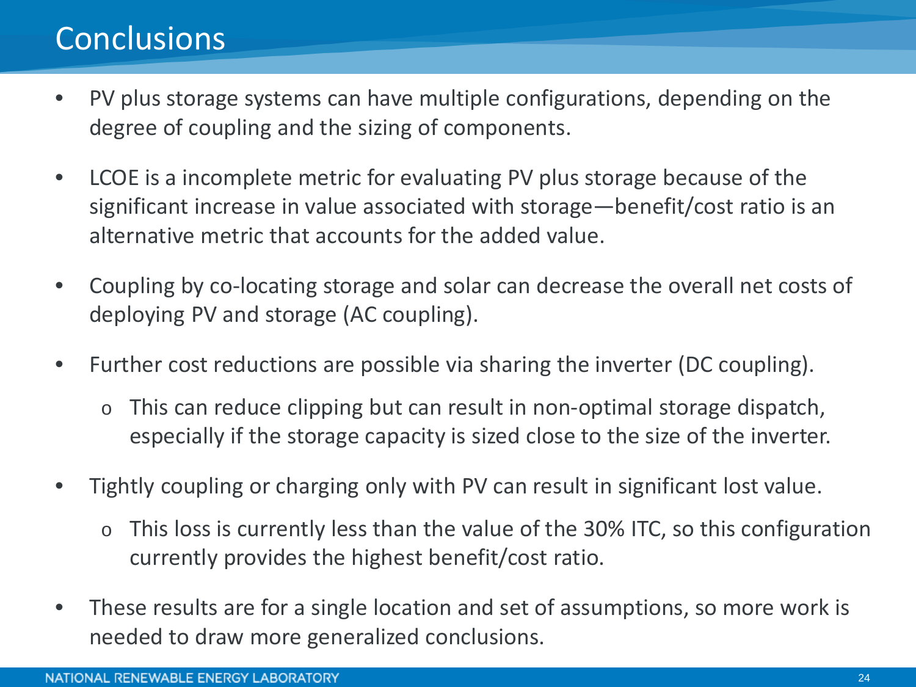# Conclusions

- PV plus storage systems can have multiple configurations, depending on the degree of coupling and the sizing of components.
- LCOE is a incomplete metric for evaluating PV plus storage because of the significant increase in value associated with storage—benefit/cost ratio is an alternative metric that accounts for the added value.
- Coupling by co-locating storage and solar can decrease the overall net costs of deploying PV and storage (AC coupling).
- Further cost reductions are possible via sharing the inverter (DC coupling).
  - This can reduce clipping but can result in non-optimal storage dispatch, especially if the storage capacity is sized close to the size of the inverter.
- Tightly coupling or charging only with PV can result in significant lost value.
  - This loss is currently less than the value of the 30% ITC, so this configuration currently provides the highest benefit/cost ratio.
- These results are for a single location and set of assumptions, so more work is needed to draw more generalized conclusions.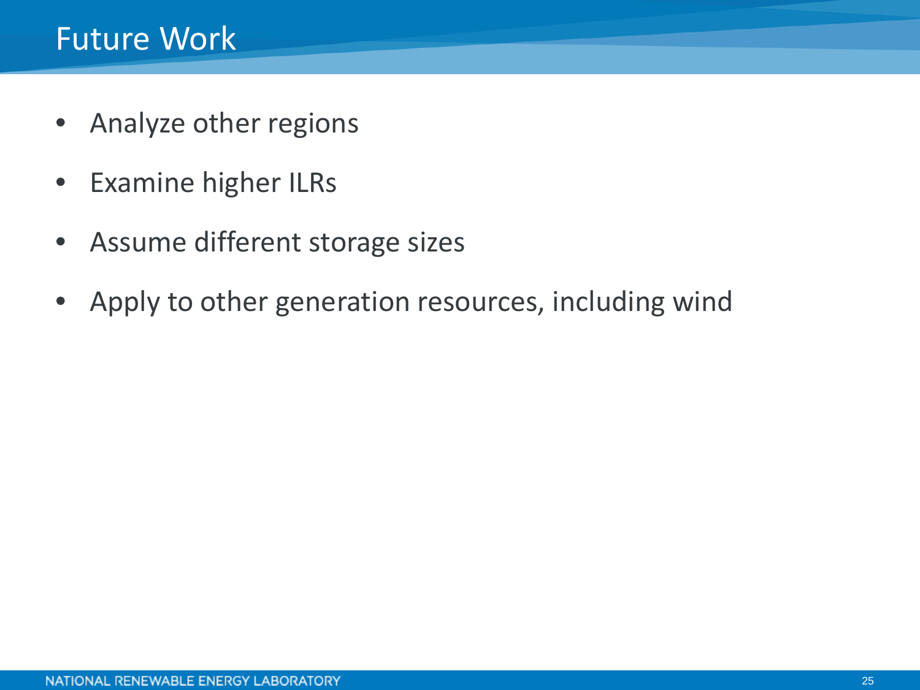# Future Work

- Analyze other regions
- Examine higher ILRs
- Assume different storage sizes
- Apply to other generation resources, including wind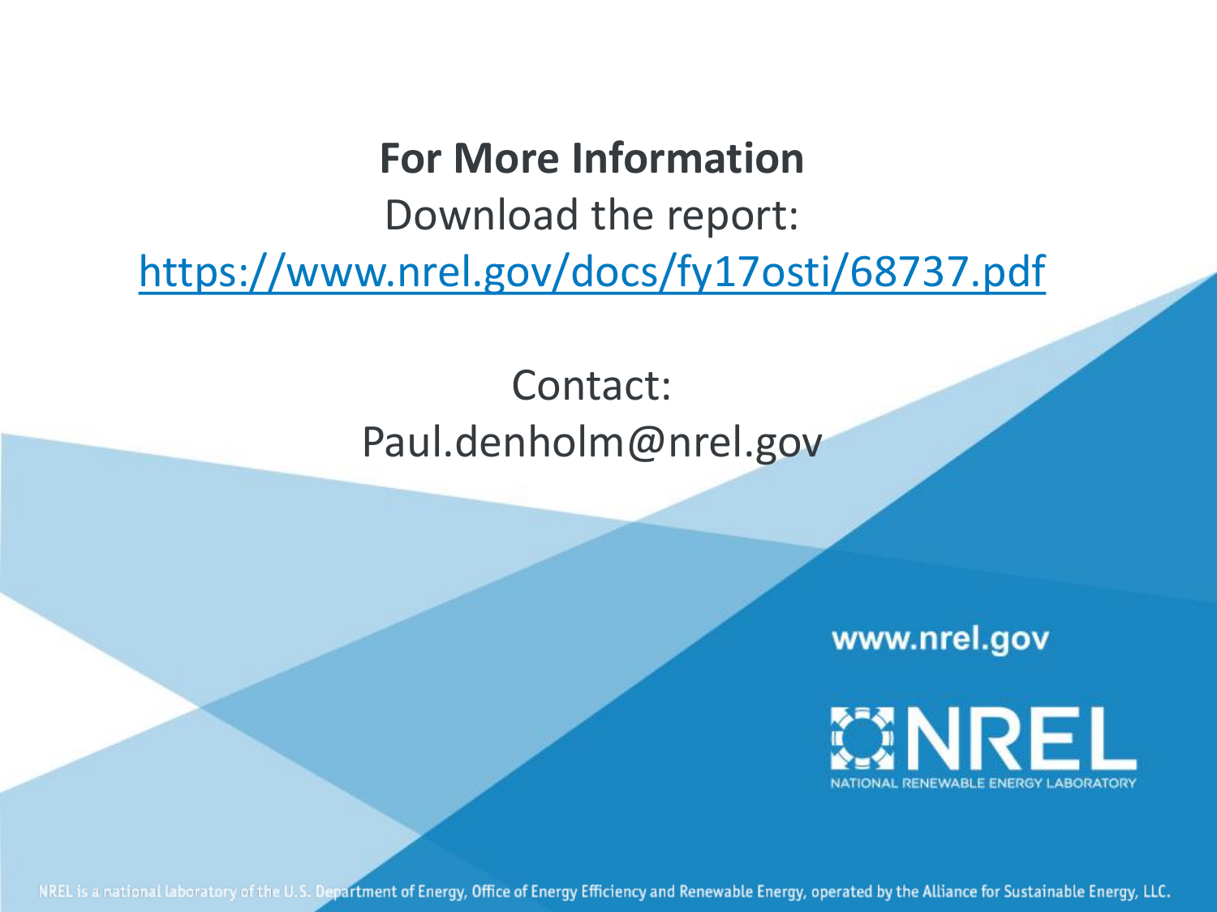**For More Information**

Download the report:

https://www.nrel.gov/docs/fy17osti/68737.pdf

Contact:

Paul.denholm@nrel.gov

www.nrel.gov

NREL

NATIONAL RENEWABLE ENERGY LABORATORY

NREL is a national laboratory of the U.S. Department of Energy, Office of Energy Efficiency and Renewable Energy, operated by the Alliance for Sustainable Energy, LLC.